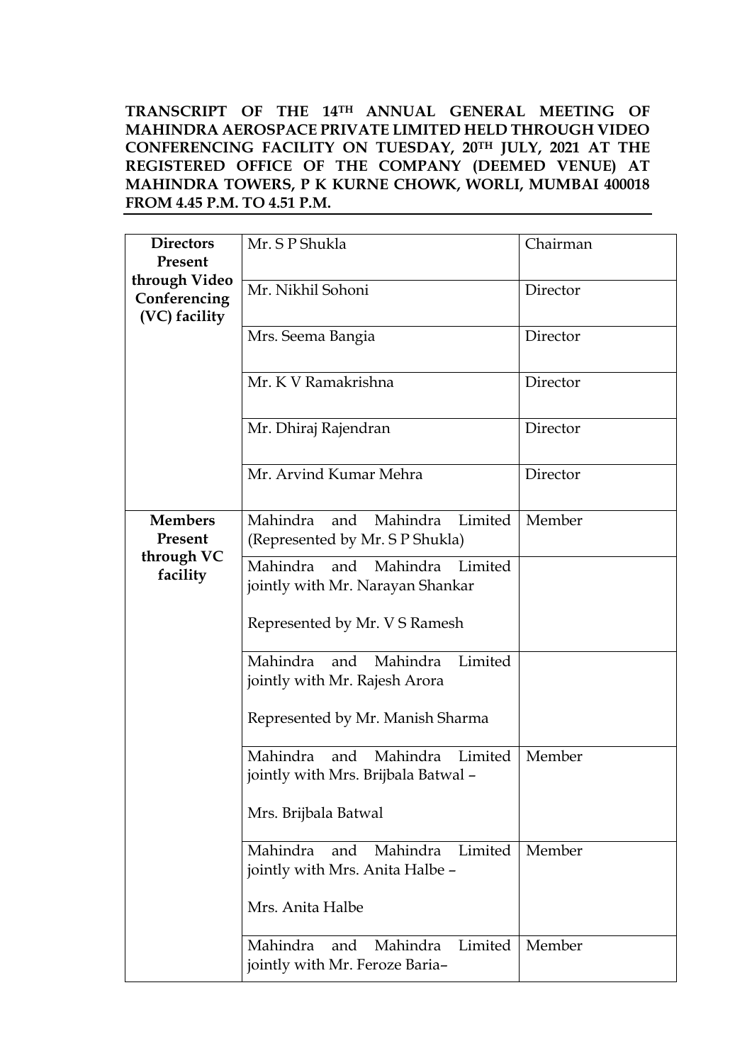**TRANSCRIPT OF THE 14TH ANNUAL GENERAL MEETING OF MAHINDRA AEROSPACE PRIVATE LIMITED HELD THROUGH VIDEO CONFERENCING FACILITY ON TUESDAY, 20TH JULY, 2021 AT THE REGISTERED OFFICE OF THE COMPANY (DEEMED VENUE) AT MAHINDRA TOWERS, P K KURNE CHOWK, WORLI, MUMBAI 400018 FROM 4.45 P.M. TO 4.51 P.M.**

| | | |
|---|---|---|
| **Directors Present through Video Conferencing (VC) facility** | Mr. S P Shukla | Chairman |
| | Mr. Nikhil Sohoni | Director |
| | Mrs. Seema Bangia | Director |
| | Mr. K V Ramakrishna | Director |
| | Mr. Dhiraj Rajendran | Director |
| | Mr. Arvind Kumar Mehra | Director |
| **Members Present through VC facility** | Mahindra and Mahindra Limited (Represented by Mr. S P Shukla) | Member |
| | Mahindra and Mahindra Limited jointly with Mr. Narayan Shankar<br><br>Represented by Mr. V S Ramesh | |
| | Mahindra and Mahindra Limited jointly with Mr. Rajesh Arora<br><br>Represented by Mr. Manish Sharma | |
| | Mahindra and Mahindra Limited jointly with Mrs. Brijbala Batwal –<br><br>Mrs. Brijbala Batwal | Member |
| | Mahindra and Mahindra Limited jointly with Mrs. Anita Halbe –<br><br>Mrs. Anita Halbe | Member |
| | Mahindra and Mahindra Limited jointly with Mr. Feroze Baria– | Member |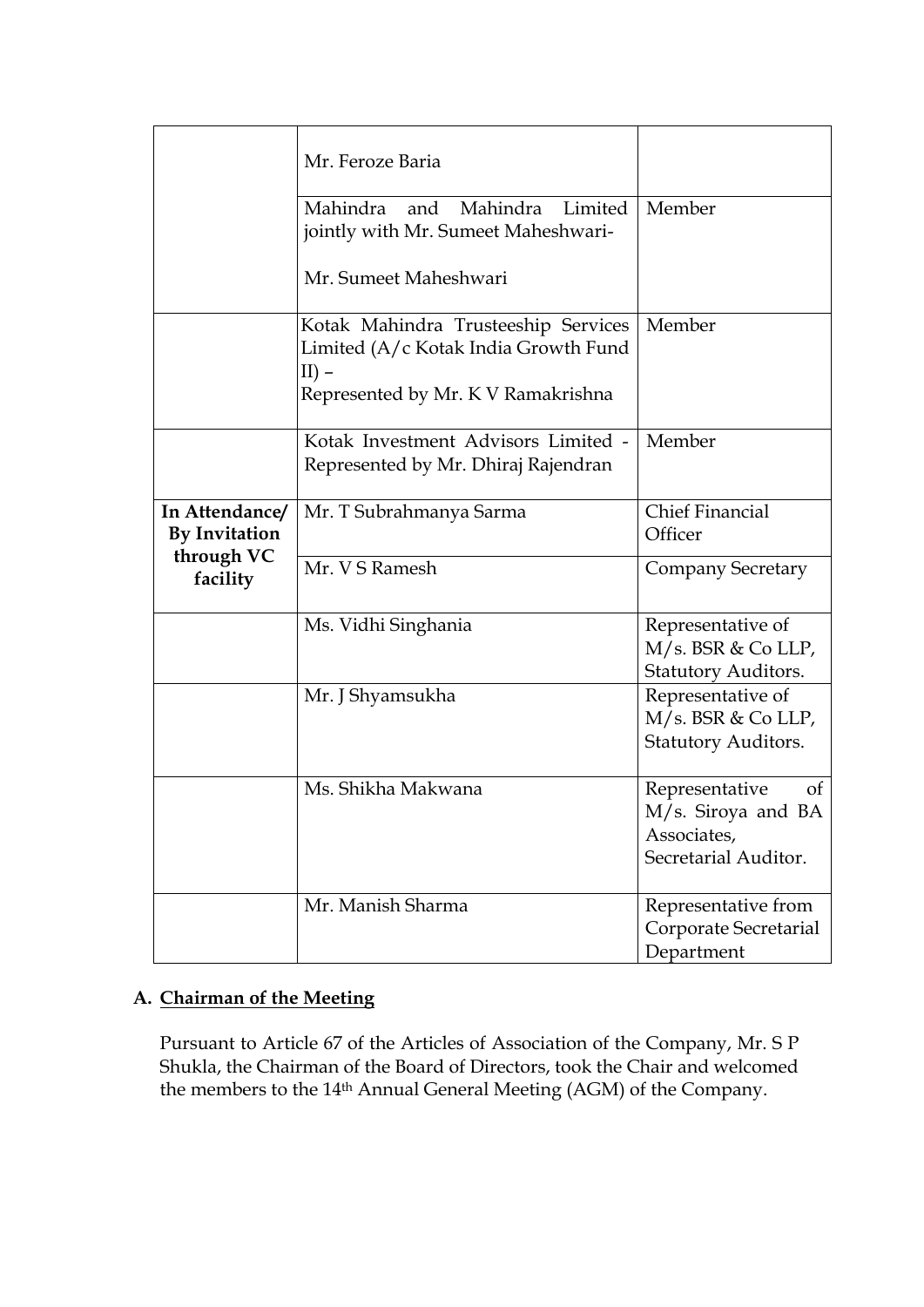| | | |
|---|---|---|
| | Mr. Feroze Baria | |
| | Mahindra and Mahindra Limited jointly with Mr. Sumeet Maheshwari-<br><br>Mr. Sumeet Maheshwari | Member |
| | Kotak Mahindra Trusteeship Services Limited (A/c Kotak India Growth Fund II) –<br>Represented by Mr. K V Ramakrishna | Member |
| | Kotak Investment Advisors Limited - Represented by Mr. Dhiraj Rajendran | Member |
| **In Attendance/ By Invitation through VC facility** | Mr. T Subrahmanya Sarma | Chief Financial Officer |
| | Mr. V S Ramesh | Company Secretary |
| | Ms. Vidhi Singhania | Representative of M/s. BSR & Co LLP, Statutory Auditors. |
| | Mr. J Shyamsukha | Representative of M/s. BSR & Co LLP, Statutory Auditors. |
| | Ms. Shikha Makwana | Representative of M/s. Siroya and BA Associates, Secretarial Auditor. |
| | Mr. Manish Sharma | Representative from Corporate Secretarial Department |

## A. Chairman of the Meeting

Pursuant to Article 67 of the Articles of Association of the Company, Mr. S P Shukla, the Chairman of the Board of Directors, took the Chair and welcomed the members to the 14th Annual General Meeting (AGM) of the Company.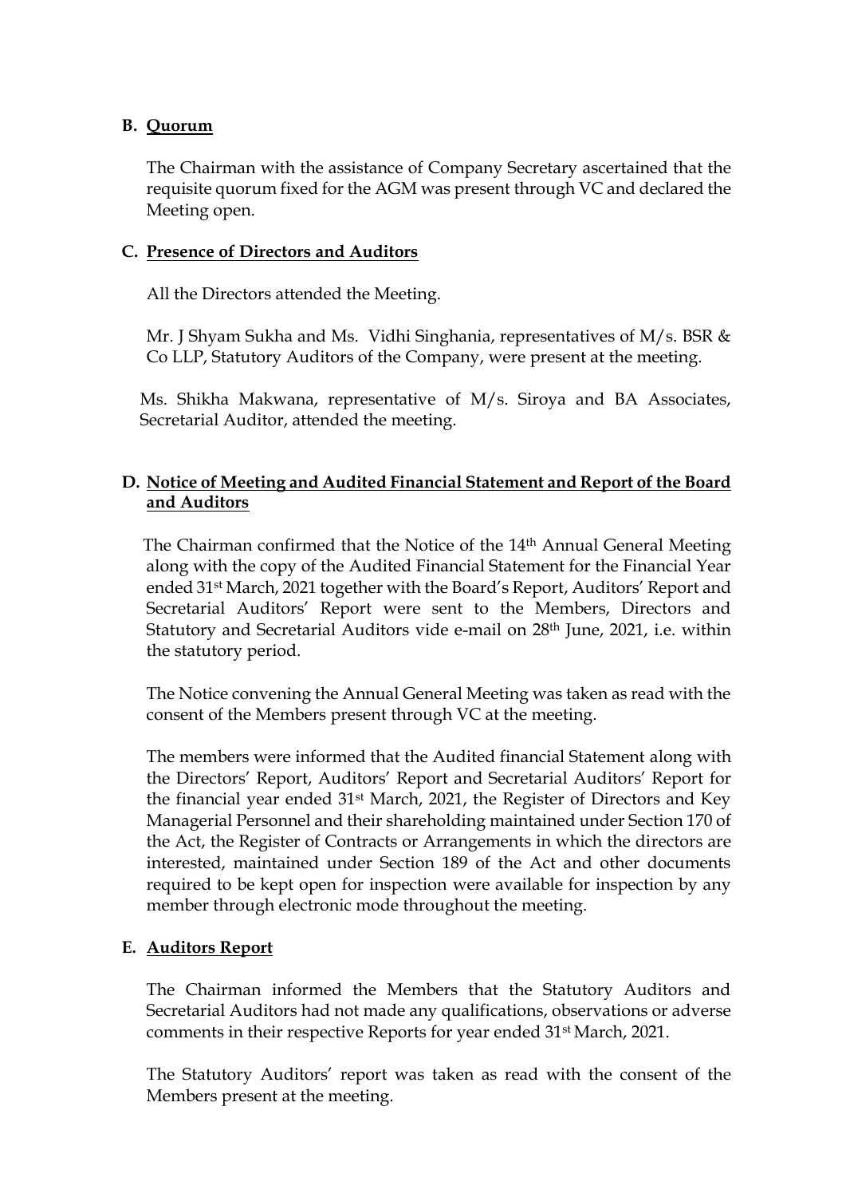## B. Quorum

The Chairman with the assistance of Company Secretary ascertained that the requisite quorum fixed for the AGM was present through VC and declared the Meeting open.

## C. Presence of Directors and Auditors

All the Directors attended the Meeting.

Mr. J Shyam Sukha and Ms. Vidhi Singhania, representatives of M/s. BSR & Co LLP, Statutory Auditors of the Company, were present at the meeting.

Ms. Shikha Makwana, representative of M/s. Siroya and BA Associates, Secretarial Auditor, attended the meeting.

## D. Notice of Meeting and Audited Financial Statement and Report of the Board and Auditors

The Chairman confirmed that the Notice of the 14th Annual General Meeting along with the copy of the Audited Financial Statement for the Financial Year ended 31st March, 2021 together with the Board's Report, Auditors' Report and Secretarial Auditors' Report were sent to the Members, Directors and Statutory and Secretarial Auditors vide e-mail on 28th June, 2021, i.e. within the statutory period.

The Notice convening the Annual General Meeting was taken as read with the consent of the Members present through VC at the meeting.

The members were informed that the Audited financial Statement along with the Directors' Report, Auditors' Report and Secretarial Auditors' Report for the financial year ended 31st March, 2021, the Register of Directors and Key Managerial Personnel and their shareholding maintained under Section 170 of the Act, the Register of Contracts or Arrangements in which the directors are interested, maintained under Section 189 of the Act and other documents required to be kept open for inspection were available for inspection by any member through electronic mode throughout the meeting.

## E. Auditors Report

The Chairman informed the Members that the Statutory Auditors and Secretarial Auditors had not made any qualifications, observations or adverse comments in their respective Reports for year ended 31st March, 2021.

The Statutory Auditors' report was taken as read with the consent of the Members present at the meeting.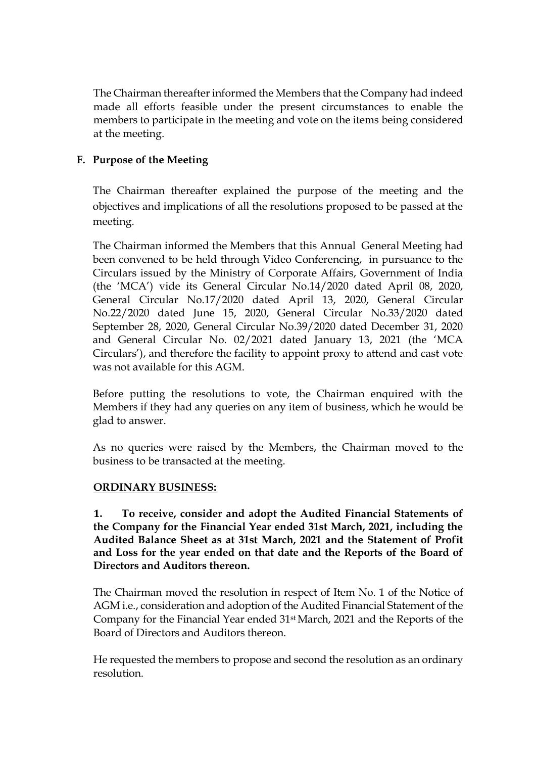The Chairman thereafter informed the Members that the Company had indeed made all efforts feasible under the present circumstances to enable the members to participate in the meeting and vote on the items being considered at the meeting.

## F. Purpose of the Meeting

The Chairman thereafter explained the purpose of the meeting and the objectives and implications of all the resolutions proposed to be passed at the meeting.

The Chairman informed the Members that this Annual General Meeting had been convened to be held through Video Conferencing, in pursuance to the Circulars issued by the Ministry of Corporate Affairs, Government of India (the 'MCA') vide its General Circular No.14/2020 dated April 08, 2020, General Circular No.17/2020 dated April 13, 2020, General Circular No.22/2020 dated June 15, 2020, General Circular No.33/2020 dated September 28, 2020, General Circular No.39/2020 dated December 31, 2020 and General Circular No. 02/2021 dated January 13, 2021 (the 'MCA Circulars'), and therefore the facility to appoint proxy to attend and cast vote was not available for this AGM.

Before putting the resolutions to vote, the Chairman enquired with the Members if they had any queries on any item of business, which he would be glad to answer.

As no queries were raised by the Members, the Chairman moved to the business to be transacted at the meeting.

**ORDINARY BUSINESS:**

**1. To receive, consider and adopt the Audited Financial Statements of the Company for the Financial Year ended 31st March, 2021, including the Audited Balance Sheet as at 31st March, 2021 and the Statement of Profit and Loss for the year ended on that date and the Reports of the Board of Directors and Auditors thereon.**

The Chairman moved the resolution in respect of Item No. 1 of the Notice of AGM i.e., consideration and adoption of the Audited Financial Statement of the Company for the Financial Year ended 31st March, 2021 and the Reports of the Board of Directors and Auditors thereon.

He requested the members to propose and second the resolution as an ordinary resolution.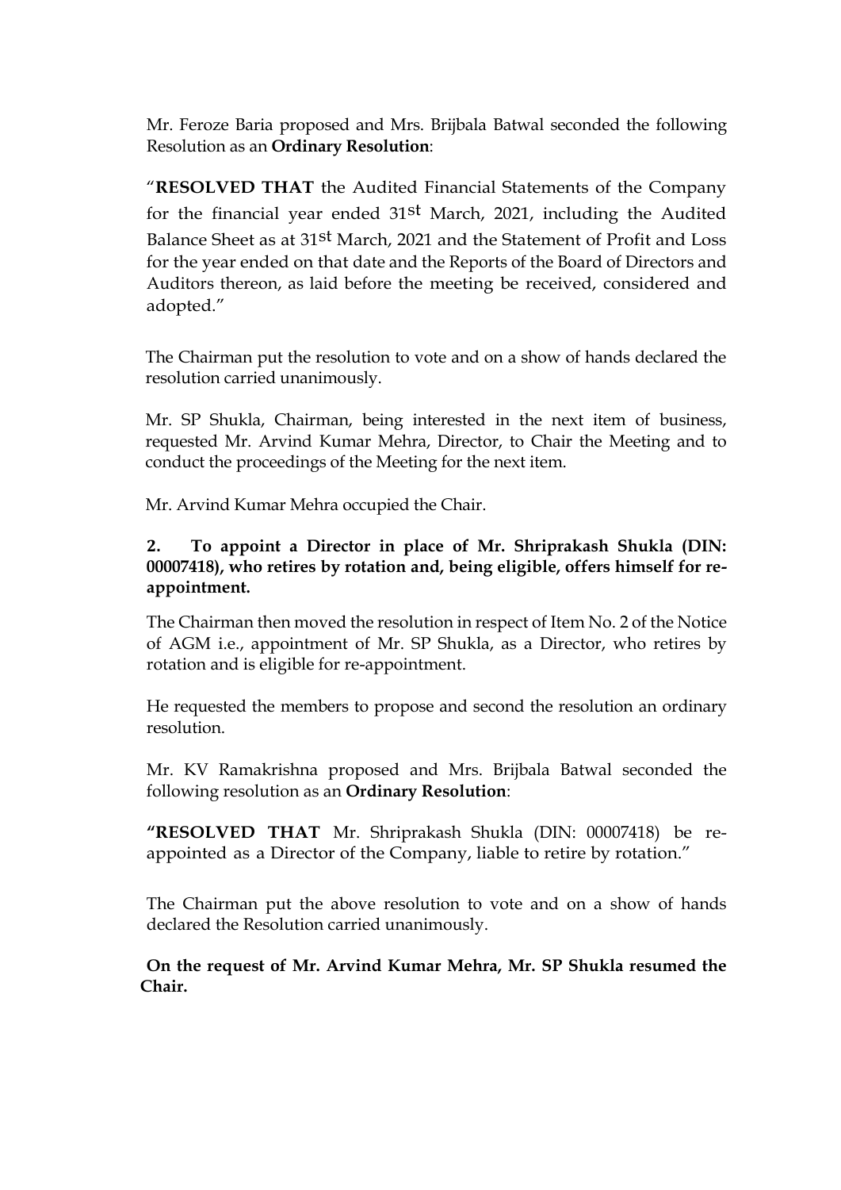Mr. Feroze Baria proposed and Mrs. Brijbala Batwal seconded the following Resolution as an **Ordinary Resolution**:

"**RESOLVED THAT** the Audited Financial Statements of the Company for the financial year ended 31st March, 2021, including the Audited Balance Sheet as at 31st March, 2021 and the Statement of Profit and Loss for the year ended on that date and the Reports of the Board of Directors and Auditors thereon, as laid before the meeting be received, considered and adopted."

The Chairman put the resolution to vote and on a show of hands declared the resolution carried unanimously.

Mr. SP Shukla, Chairman, being interested in the next item of business, requested Mr. Arvind Kumar Mehra, Director, to Chair the Meeting and to conduct the proceedings of the Meeting for the next item.

Mr. Arvind Kumar Mehra occupied the Chair.

**2. To appoint a Director in place of Mr. Shriprakash Shukla (DIN: 00007418), who retires by rotation and, being eligible, offers himself for re-appointment.**

The Chairman then moved the resolution in respect of Item No. 2 of the Notice of AGM i.e., appointment of Mr. SP Shukla, as a Director, who retires by rotation and is eligible for re-appointment.

He requested the members to propose and second the resolution an ordinary resolution.

Mr. KV Ramakrishna proposed and Mrs. Brijbala Batwal seconded the following resolution as an **Ordinary Resolution**:

**"RESOLVED THAT** Mr. Shriprakash Shukla (DIN: 00007418) be re-appointed as a Director of the Company, liable to retire by rotation."

The Chairman put the above resolution to vote and on a show of hands declared the Resolution carried unanimously.

**On the request of Mr. Arvind Kumar Mehra, Mr. SP Shukla resumed the Chair.**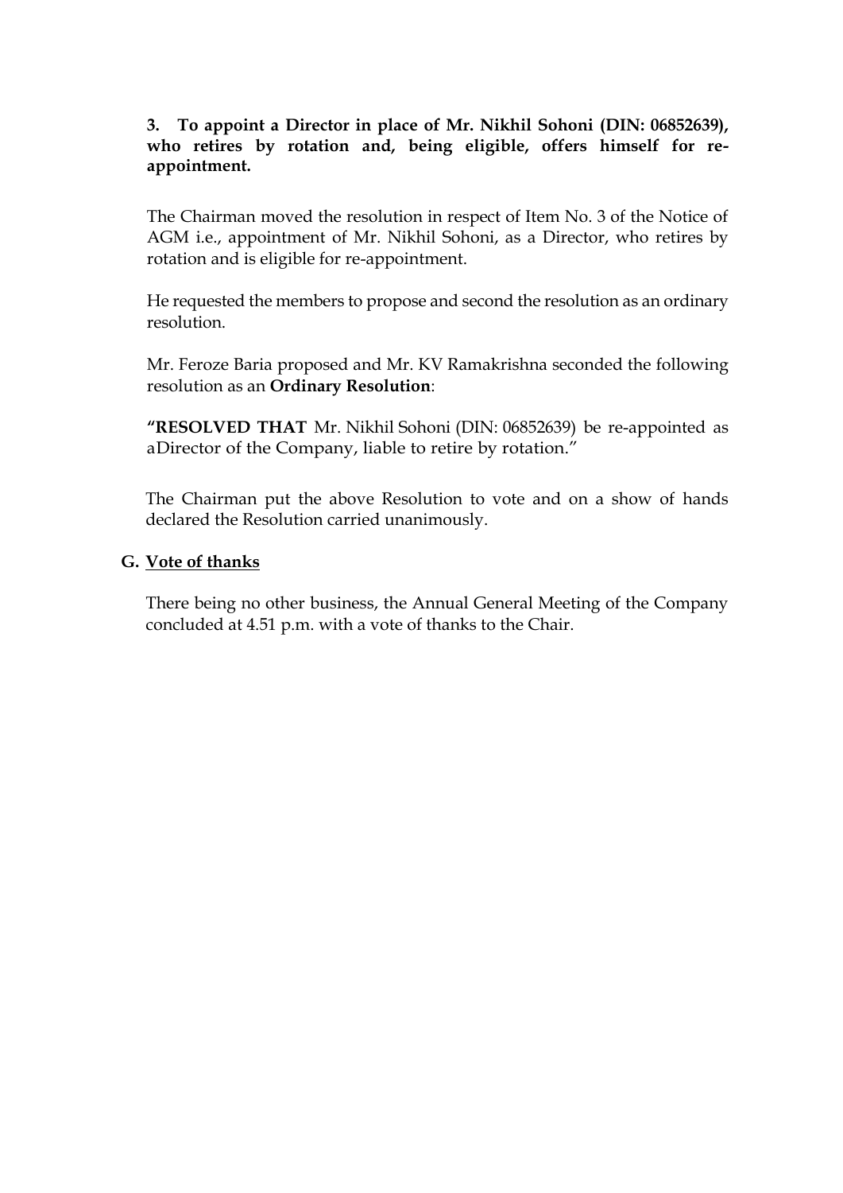**3. To appoint a Director in place of Mr. Nikhil Sohoni (DIN: 06852639), who retires by rotation and, being eligible, offers himself for re-appointment.**

The Chairman moved the resolution in respect of Item No. 3 of the Notice of AGM i.e., appointment of Mr. Nikhil Sohoni, as a Director, who retires by rotation and is eligible for re-appointment.

He requested the members to propose and second the resolution as an ordinary resolution.

Mr. Feroze Baria proposed and Mr. KV Ramakrishna seconded the following resolution as an **Ordinary Resolution**:

**"RESOLVED THAT** Mr. Nikhil Sohoni (DIN: 06852639) be re-appointed as aDirector of the Company, liable to retire by rotation."

The Chairman put the above Resolution to vote and on a show of hands declared the Resolution carried unanimously.

**G. <u>Vote of thanks</u>**

There being no other business, the Annual General Meeting of the Company concluded at 4.51 p.m. with a vote of thanks to the Chair.